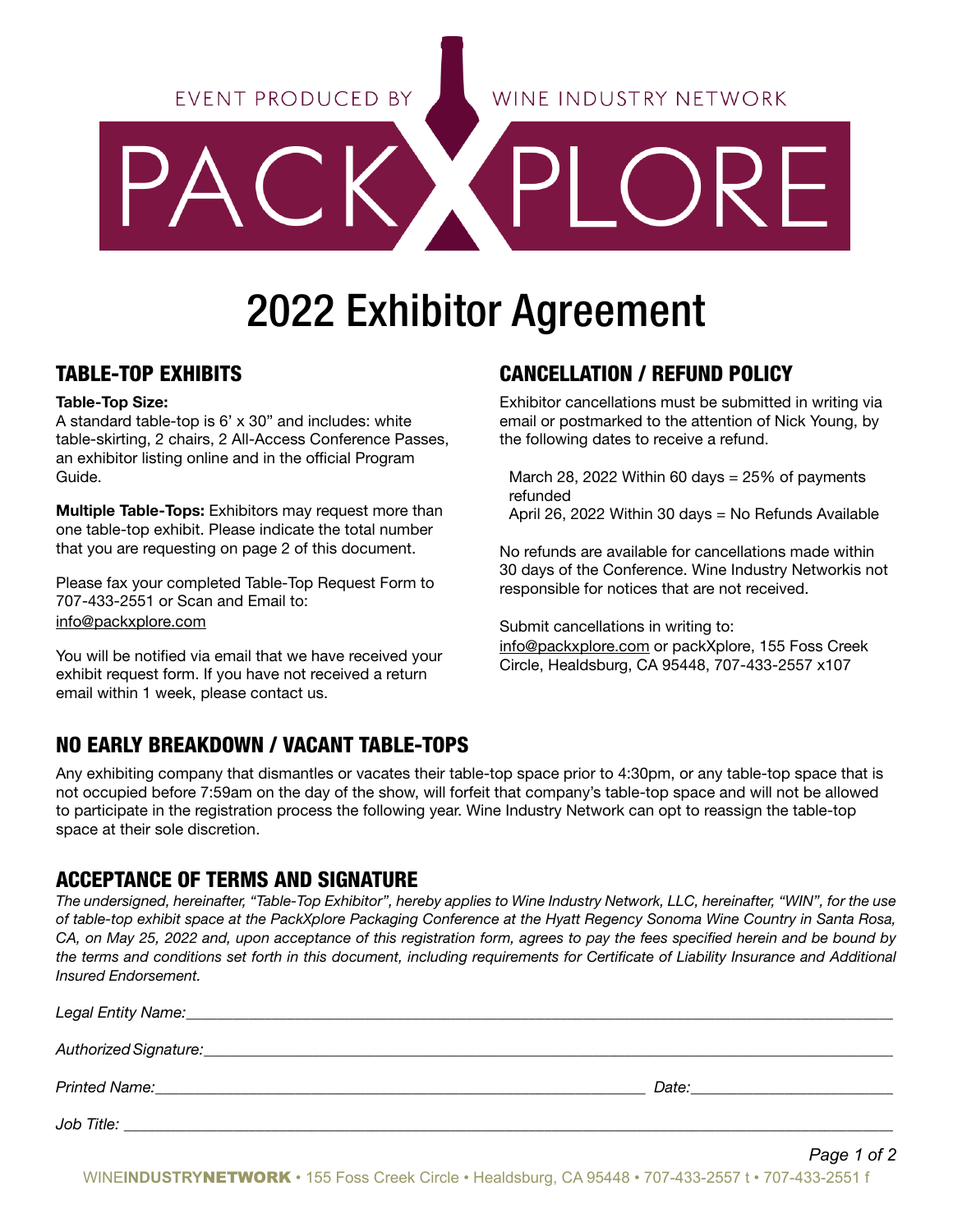EVENT PRODUCED BY WINE INDUSTRY NETWORK

# PACKXPLORE

# 2022 Exhibitor Agreement

## TABLE-TOP EXHIBITS

**Table-Top Size:**
A standard table-top is 6' x 30" and includes: white table-skirting, 2 chairs, 2 All-Access Conference Passes, an exhibitor listing online and in the official Program Guide.

**Multiple Table-Tops:** Exhibitors may request more than one table-top exhibit. Please indicate the total number that you are requesting on page 2 of this document.

Please fax your completed Table-Top Request Form to 707-433-2551 or Scan and Email to: info@packxplore.com

You will be notified via email that we have received your exhibit request form. If you have not received a return email within 1 week, please contact us.

## CANCELLATION / REFUND POLICY

Exhibitor cancellations must be submitted in writing via email or postmarked to the attention of Nick Young, by the following dates to receive a refund.

March 28, 2022 Within 60 days = 25% of payments refunded
April 26, 2022 Within 30 days = No Refunds Available

No refunds are available for cancellations made within 30 days of the Conference. Wine Industry Networkis not responsible for notices that are not received.

Submit cancellations in writing to:
info@packxplore.com or packXplore, 155 Foss Creek Circle, Healdsburg, CA 95448, 707-433-2557 x107

## NO EARLY BREAKDOWN / VACANT TABLE-TOPS

Any exhibiting company that dismantles or vacates their table-top space prior to 4:30pm, or any table-top space that is not occupied before 7:59am on the day of the show, will forfeit that company's table-top space and will not be allowed to participate in the registration process the following year. Wine Industry Network can opt to reassign the table-top space at their sole discretion.

## ACCEPTANCE OF TERMS AND SIGNATURE

*The undersigned, hereinafter, "Table-Top Exhibitor", hereby applies to Wine Industry Network, LLC, hereinafter, "WIN", for the use of table-top exhibit space at the PackXplore Packaging Conference at the Hyatt Regency Sonoma Wine Country in Santa Rosa, CA, on May 25, 2022 and, upon acceptance of this registration form, agrees to pay the fees specified herein and be bound by the terms and conditions set forth in this document, including requirements for Certificate of Liability Insurance and Additional Insured Endorsement.*

*Legal Entity Name:*\_\_\_\_\_\_\_\_\_\_\_\_\_\_\_\_\_\_\_\_\_\_\_\_\_\_\_\_\_\_\_\_

*Authorized Signature:*\_\_\_\_\_\_\_\_\_\_\_\_\_\_\_\_\_\_\_\_\_\_\_\_\_\_\_\_\_\_\_\_

*Printed Name:*\_\_\_\_\_\_\_\_\_\_\_\_\_\_\_\_\_\_\_\_\_\_\_\_ *Date:*\_\_\_\_\_\_\_\_\_\_\_\_

*Job Title:* \_\_\_\_\_\_\_\_\_\_\_\_\_\_\_\_\_\_\_\_\_\_\_\_\_\_\_\_\_\_\_\_

WINEINDUSTRYNETWORK • 155 Foss Creek Circle • Healdsburg, CA 95448 • 707-433-2557 t • 707-433-2551 f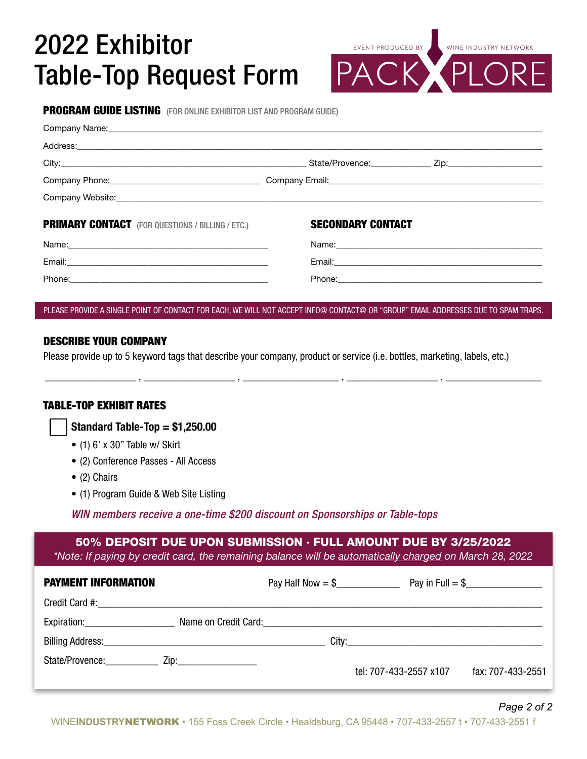# 2022 Exhibitor Table-Top Request Form

EVENT PRODUCED BY WINE INDUSTRY NETWORK

PACKXPLORE

## PROGRAM GUIDE LISTING (FOR ONLINE EXHIBITOR LIST AND PROGRAM GUIDE)

Company Name:\_\_\_\_\_\_\_\_\_\_\_\_\_\_\_\_\_\_\_\_\_\_\_\_\_\_\_\_\_\_\_\_

Address:\_\_\_\_\_\_\_\_\_\_\_\_\_\_\_\_\_\_\_\_\_\_\_\_\_\_\_\_\_\_\_\_

City:\_\_\_\_\_\_\_\_\_\_\_\_\_\_\_\_ State/Provence:\_\_\_\_\_\_\_\_ Zip:\_\_\_\_\_\_\_\_

Company Phone:\_\_\_\_\_\_\_\_\_\_\_\_\_\_\_\_ Company Email:\_\_\_\_\_\_\_\_\_\_\_\_\_\_\_\_

Company Website:\_\_\_\_\_\_\_\_\_\_\_\_\_\_\_\_\_\_\_\_\_\_\_\_\_\_\_\_\_\_\_\_

## PRIMARY CONTACT (FOR QUESTIONS / BILLING / ETC.)

Name:\_\_\_\_\_\_\_\_\_\_\_\_\_\_\_\_

Email:\_\_\_\_\_\_\_\_\_\_\_\_\_\_\_\_

Phone:\_\_\_\_\_\_\_\_\_\_\_\_\_\_\_\_

## SECONDARY CONTACT

Name:\_\_\_\_\_\_\_\_\_\_\_\_\_\_\_\_

Email:\_\_\_\_\_\_\_\_\_\_\_\_\_\_\_\_

Phone:\_\_\_\_\_\_\_\_\_\_\_\_\_\_\_\_

PLEASE PROVIDE A SINGLE POINT OF CONTACT FOR EACH, WE WILL NOT ACCEPT INFO@ CONTACT@ OR "GROUP" EMAIL ADDRESSES DUE TO SPAM TRAPS.

## DESCRIBE YOUR COMPANY

Please provide up to 5 keyword tags that describe your company, product or service (i.e. bottles, marketing, labels, etc.)

\_\_\_\_\_\_\_\_\_\_ , \_\_\_\_\_\_\_\_\_\_ , \_\_\_\_\_\_\_\_\_\_ , \_\_\_\_\_\_\_\_\_\_ , \_\_\_\_\_\_\_\_\_\_

## TABLE-TOP EXHIBIT RATES

☐ **Standard Table-Top = $1,250.00**

- (1) 6' x 30" Table w/ Skirt
- (2) Conference Passes - All Access
- (2) Chairs
- (1) Program Guide & Web Site Listing

*WIN members receive a one-time $200 discount on Sponsorships or Table-tops*

**50% DEPOSIT DUE UPON SUBMISSION · FULL AMOUNT DUE BY 3/25/2022**

*\*Note: If paying by credit card, the remaining balance will be automatically charged on March 28, 2022*

## PAYMENT INFORMATION

Pay Half Now = $\_\_\_\_\_\_\_\_ Pay in Full = $\_\_\_\_\_\_\_\_

Credit Card #:\_\_\_\_\_\_\_\_\_\_\_\_\_\_\_\_\_\_\_\_\_\_\_\_\_\_\_\_\_\_\_\_

Expiration:\_\_\_\_\_\_\_\_ Name on Credit Card:\_\_\_\_\_\_\_\_\_\_\_\_\_\_\_\_

Billing Address:\_\_\_\_\_\_\_\_\_\_\_\_\_\_\_\_ City:\_\_\_\_\_\_\_\_\_\_\_\_\_\_\_\_

State/Provence:\_\_\_\_\_\_ Zip:\_\_\_\_\_\_\_\_

tel: 707-433-2557 x107 fax: 707-433-2551

WINE**INDUSTRYNETWORK** • 155 Foss Creek Circle • Healdsburg, CA 95448 • 707-433-2557 t • 707-433-2551 f